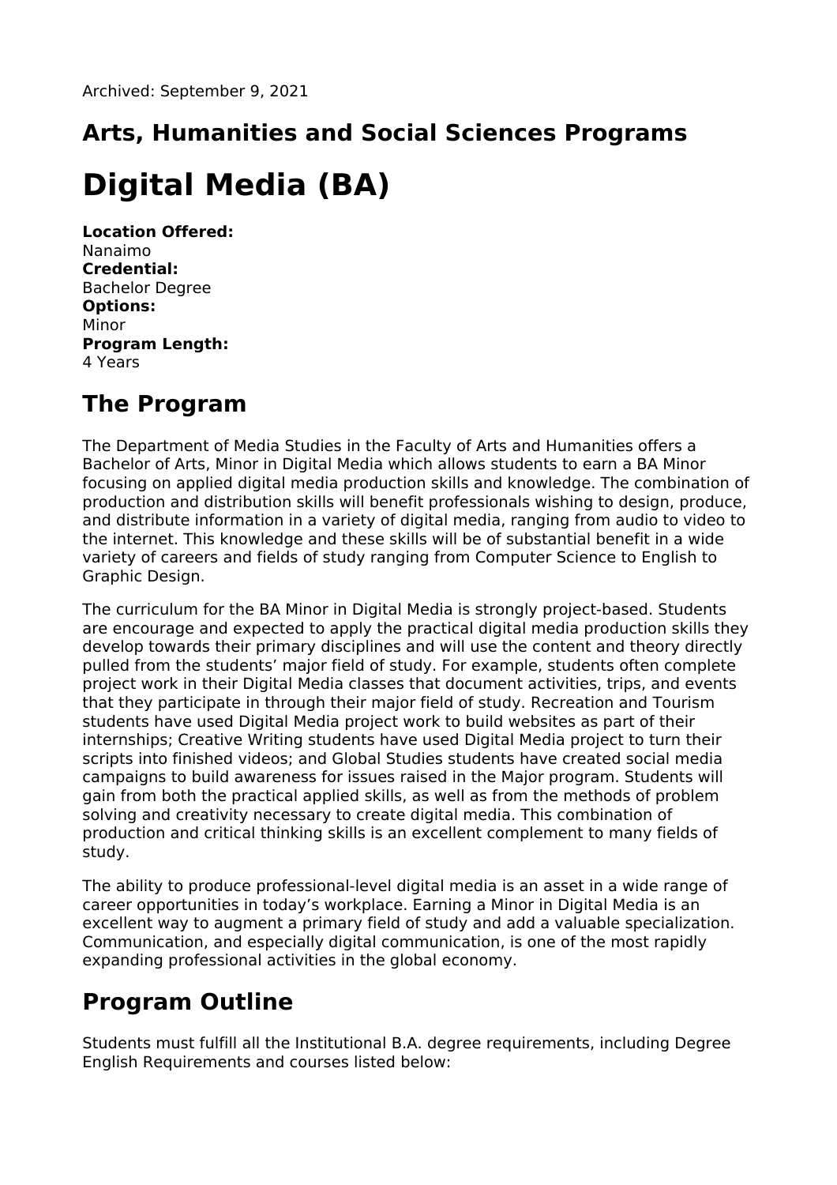Archived: September 9, 2021

## Arts, Humanities and Social Sciences Programs

# Digital Media (BA)

**Location Offered:**
Nanaimo
**Credential:**
Bachelor Degree
**Options:**
Minor
**Program Length:**
4 Years

## The Program

The Department of Media Studies in the Faculty of Arts and Humanities offers a Bachelor of Arts, Minor in Digital Media which allows students to earn a BA Minor focusing on applied digital media production skills and knowledge. The combination of production and distribution skills will benefit professionals wishing to design, produce, and distribute information in a variety of digital media, ranging from audio to video to the internet. This knowledge and these skills will be of substantial benefit in a wide variety of careers and fields of study ranging from Computer Science to English to Graphic Design.

The curriculum for the BA Minor in Digital Media is strongly project-based. Students are encourage and expected to apply the practical digital media production skills they develop towards their primary disciplines and will use the content and theory directly pulled from the students' major field of study. For example, students often complete project work in their Digital Media classes that document activities, trips, and events that they participate in through their major field of study. Recreation and Tourism students have used Digital Media project work to build websites as part of their internships; Creative Writing students have used Digital Media project to turn their scripts into finished videos; and Global Studies students have created social media campaigns to build awareness for issues raised in the Major program. Students will gain from both the practical applied skills, as well as from the methods of problem solving and creativity necessary to create digital media. This combination of production and critical thinking skills is an excellent complement to many fields of study.

The ability to produce professional-level digital media is an asset in a wide range of career opportunities in today's workplace. Earning a Minor in Digital Media is an excellent way to augment a primary field of study and add a valuable specialization. Communication, and especially digital communication, is one of the most rapidly expanding professional activities in the global economy.

## Program Outline

Students must fulfill all the Institutional B.A. degree requirements, including Degree English Requirements and courses listed below: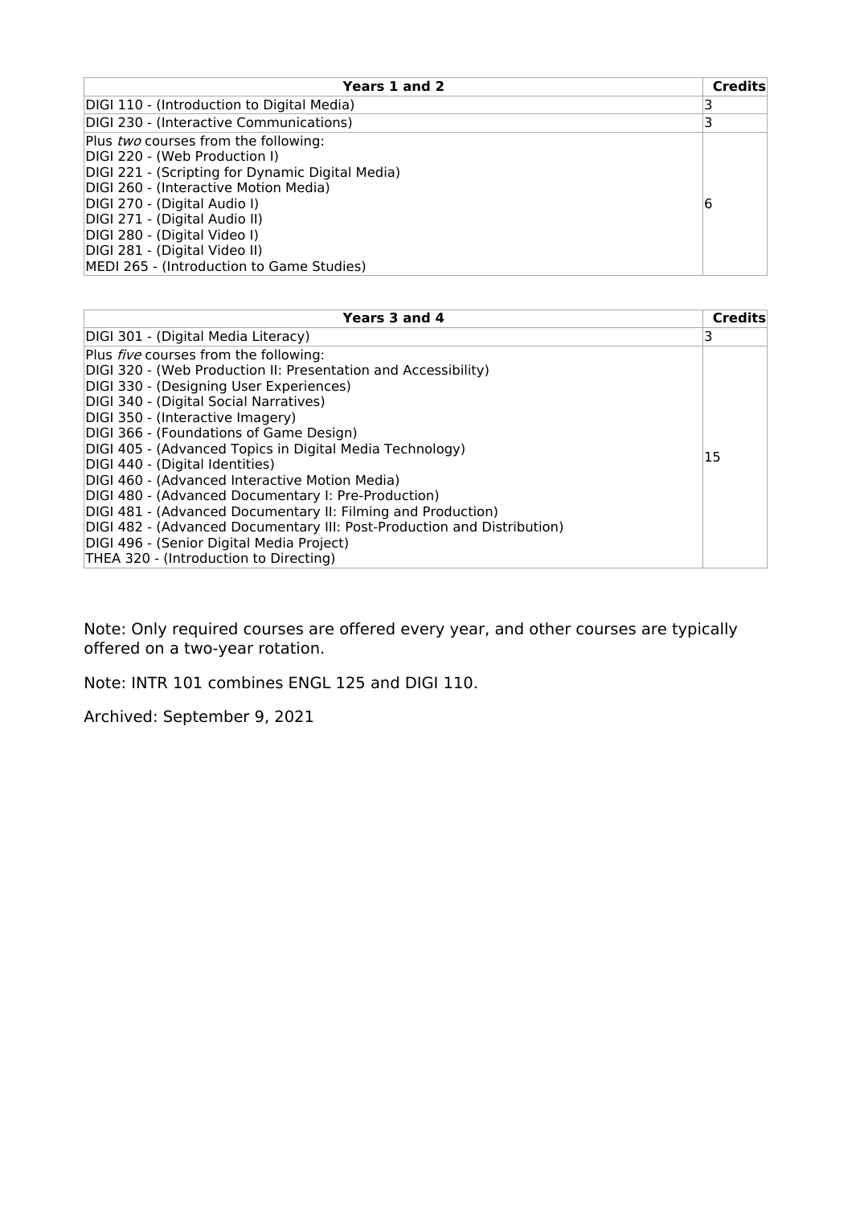| Years 1 and 2 | Credits |
|---|---|
| DIGI 110 - (Introduction to Digital Media) | 3 |
| DIGI 230 - (Interactive Communications) | 3 |
| Plus *two* courses from the following:<br>DIGI 220 - (Web Production I)<br>DIGI 221 - (Scripting for Dynamic Digital Media)<br>DIGI 260 - (Interactive Motion Media)<br>DIGI 270 - (Digital Audio I)<br>DIGI 271 - (Digital Audio II)<br>DIGI 280 - (Digital Video I)<br>DIGI 281 - (Digital Video II)<br>MEDI 265 - (Introduction to Game Studies) | 6 |

| Years 3 and 4 | Credits |
|---|---|
| DIGI 301 - (Digital Media Literacy) | 3 |
| Plus *five* courses from the following:<br>DIGI 320 - (Web Production II: Presentation and Accessibility)<br>DIGI 330 - (Designing User Experiences)<br>DIGI 340 - (Digital Social Narratives)<br>DIGI 350 - (Interactive Imagery)<br>DIGI 366 - (Foundations of Game Design)<br>DIGI 405 - (Advanced Topics in Digital Media Technology)<br>DIGI 440 - (Digital Identities)<br>DIGI 460 - (Advanced Interactive Motion Media)<br>DIGI 480 - (Advanced Documentary I: Pre-Production)<br>DIGI 481 - (Advanced Documentary II: Filming and Production)<br>DIGI 482 - (Advanced Documentary III: Post-Production and Distribution)<br>DIGI 496 - (Senior Digital Media Project)<br>THEA 320 - (Introduction to Directing) | 15 |

Note: Only required courses are offered every year, and other courses are typically offered on a two-year rotation.

Note: INTR 101 combines ENGL 125 and DIGI 110.

Archived: September 9, 2021